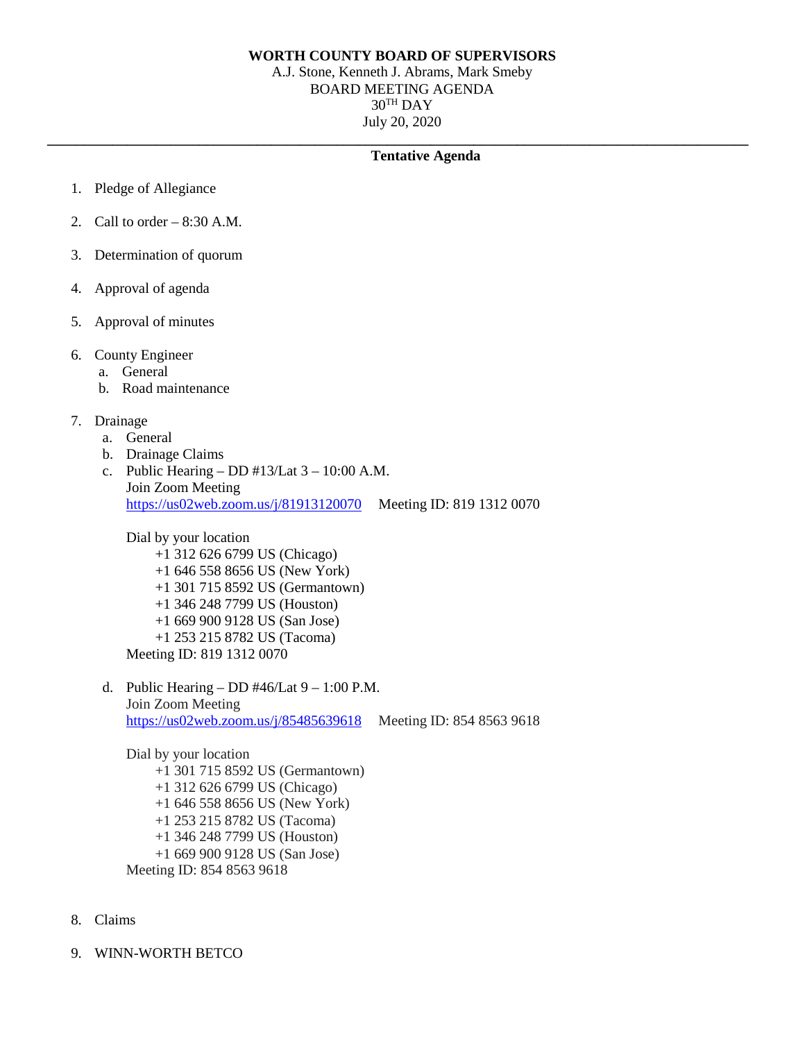**WORTH COUNTY BOARD OF SUPERVISORS**
A.J. Stone, Kenneth J. Abrams, Mark Smeby
BOARD MEETING AGENDA
30TH DAY
July 20, 2020

---

**Tentative Agenda**

1. Pledge of Allegiance
2. Call to order – 8:30 A.M.
3. Determination of quorum
4. Approval of agenda
5. Approval of minutes
6. County Engineer
   a. General
   b. Road maintenance
7. Drainage
   a. General
   b. Drainage Claims
   c. Public Hearing – DD #13/Lat 3 – 10:00 A.M.
      Join Zoom Meeting
      https://us02web.zoom.us/j/81913120070 Meeting ID: 819 1312 0070

      Dial by your location
      +1 312 626 6799 US (Chicago)
      +1 646 558 8656 US (New York)
      +1 301 715 8592 US (Germantown)
      +1 346 248 7799 US (Houston)
      +1 669 900 9128 US (San Jose)
      +1 253 215 8782 US (Tacoma)
      Meeting ID: 819 1312 0070

   d. Public Hearing – DD #46/Lat 9 – 1:00 P.M.
      Join Zoom Meeting
      https://us02web.zoom.us/j/85485639618 Meeting ID: 854 8563 9618

      Dial by your location
      +1 301 715 8592 US (Germantown)
      +1 312 626 6799 US (Chicago)
      +1 646 558 8656 US (New York)
      +1 253 215 8782 US (Tacoma)
      +1 346 248 7799 US (Houston)
      +1 669 900 9128 US (San Jose)
      Meeting ID: 854 8563 9618

8. Claims
9. WINN-WORTH BETCO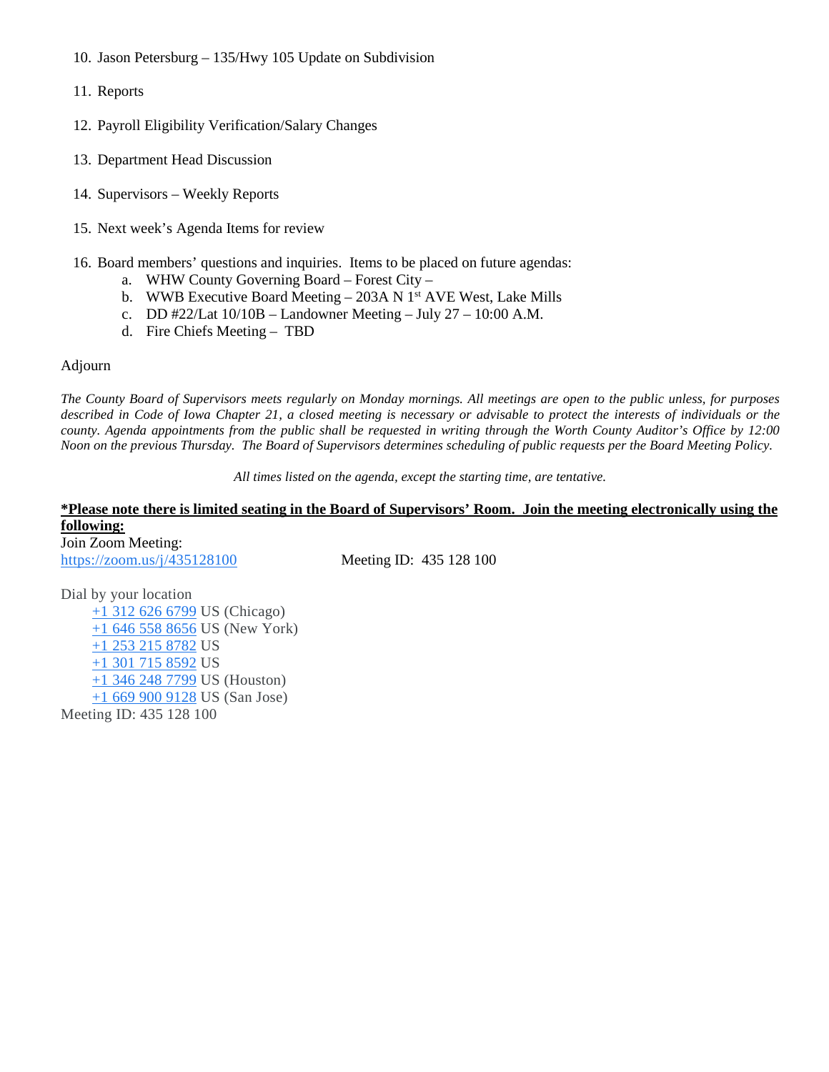10. Jason Petersburg – 135/Hwy 105 Update on Subdivision

11. Reports

12. Payroll Eligibility Verification/Salary Changes

13. Department Head Discussion

14. Supervisors – Weekly Reports

15. Next week's Agenda Items for review

16. Board members' questions and inquiries. Items to be placed on future agendas:
    a. WHW County Governing Board – Forest City –
    b. WWB Executive Board Meeting – 203A N 1st AVE West, Lake Mills
    c. DD #22/Lat 10/10B – Landowner Meeting – July 27 – 10:00 A.M.
    d. Fire Chiefs Meeting – TBD

Adjourn

*The County Board of Supervisors meets regularly on Monday mornings. All meetings are open to the public unless, for purposes described in Code of Iowa Chapter 21, a closed meeting is necessary or advisable to protect the interests of individuals or the county. Agenda appointments from the public shall be requested in writing through the Worth County Auditor's Office by 12:00 Noon on the previous Thursday. The Board of Supervisors determines scheduling of public requests per the Board Meeting Policy.*

*All times listed on the agenda, except the starting time, are tentative.*

**<u>*Please note there is limited seating in the Board of Supervisors' Room. Join the meeting electronically using the following:</u>**

Join Zoom Meeting:
https://zoom.us/j/435128100 Meeting ID: 435 128 100

Dial by your location
+1 312 626 6799 US (Chicago)
+1 646 558 8656 US (New York)
+1 253 215 8782 US
+1 301 715 8592 US
+1 346 248 7799 US (Houston)
+1 669 900 9128 US (San Jose)
Meeting ID: 435 128 100